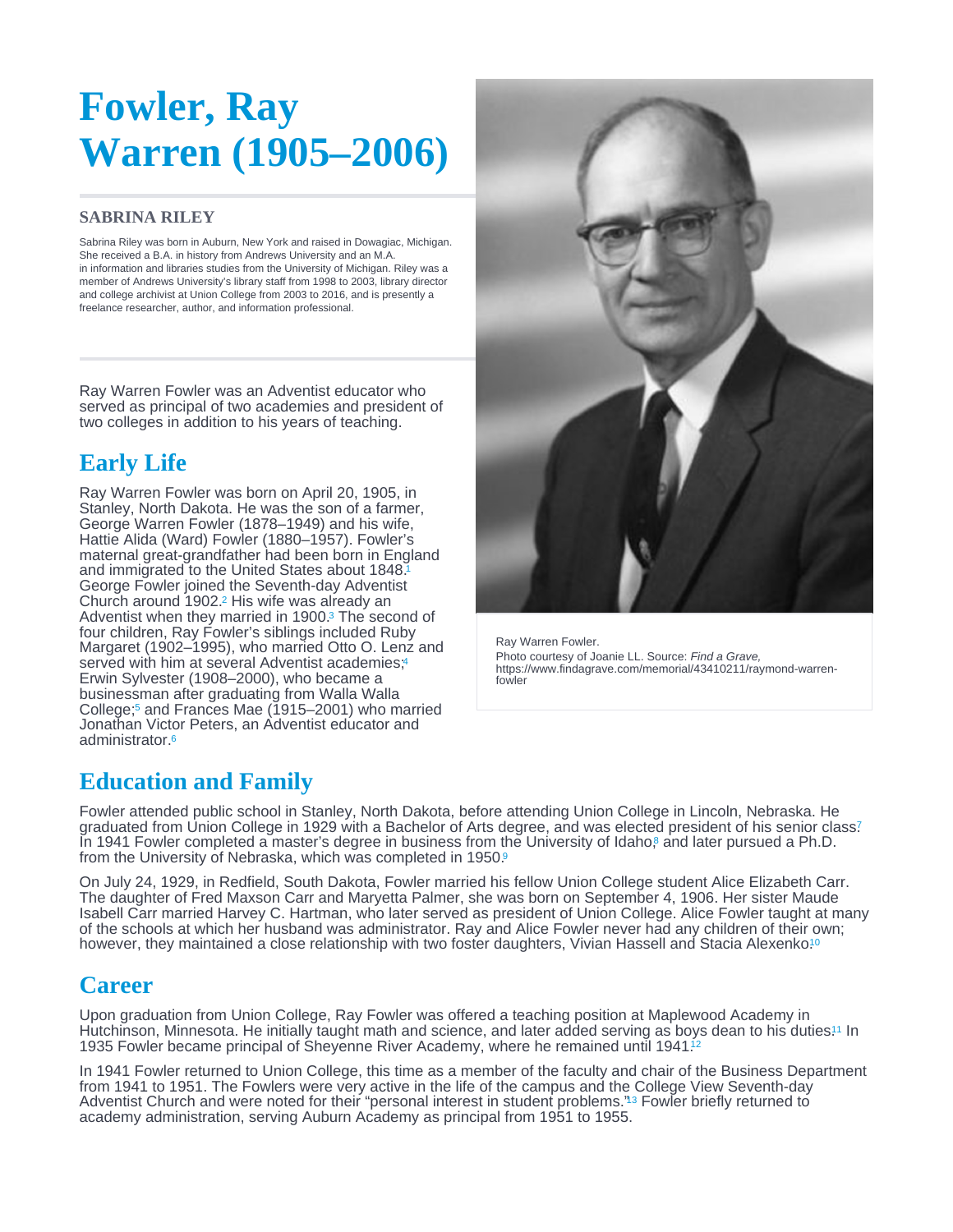# Fowler, Ray Warren (1905–2006)

**SABRINA RILEY**

Sabrina Riley was born in Auburn, New York and raised in Dowagiac, Michigan. She received a B.A. in history from Andrews University and an M.A. in information and libraries studies from the University of Michigan. Riley was a member of Andrews University's library staff from 1998 to 2003, library director and college archivist at Union College from 2003 to 2016, and is presently a freelance researcher, author, and information professional.

Ray Warren Fowler was an Adventist educator who served as principal of two academies and president of two colleges in addition to his years of teaching.

Ray Warren Fowler.
Photo courtesy of Joanie LL. Source: *Find a Grave,* https://www.findagrave.com/memorial/43410211/raymond-warren-fowler

## Early Life

Ray Warren Fowler was born on April 20, 1905, in Stanley, North Dakota. He was the son of a farmer, George Warren Fowler (1878–1949) and his wife, Hattie Alida (Ward) Fowler (1880–1957). Fowler's maternal great-grandfather had been born in England and immigrated to the United States about 1848.[1] George Fowler joined the Seventh-day Adventist Church around 1902.[2] His wife was already an Adventist when they married in 1900.[3] The second of four children, Ray Fowler's siblings included Ruby Margaret (1902–1995), who married Otto O. Lenz and served with him at several Adventist academies;[4] Erwin Sylvester (1908–2000), who became a businessman after graduating from Walla Walla College;[5] and Frances Mae (1915–2001) who married Jonathan Victor Peters, an Adventist educator and administrator.[6]

## Education and Family

Fowler attended public school in Stanley, North Dakota, before attending Union College in Lincoln, Nebraska. He graduated from Union College in 1929 with a Bachelor of Arts degree, and was elected president of his senior class.[7] In 1941 Fowler completed a master's degree in business from the University of Idaho,[8] and later pursued a Ph.D. from the University of Nebraska, which was completed in 1950.[9]

On July 24, 1929, in Redfield, South Dakota, Fowler married his fellow Union College student Alice Elizabeth Carr. The daughter of Fred Maxson Carr and Maryetta Palmer, she was born on September 4, 1906. Her sister Maude Isabell Carr married Harvey C. Hartman, who later served as president of Union College. Alice Fowler taught at many of the schools at which her husband was administrator. Ray and Alice Fowler never had any children of their own; however, they maintained a close relationship with two foster daughters, Vivian Hassell and Stacia Alexenko.[10]

## Career

Upon graduation from Union College, Ray Fowler was offered a teaching position at Maplewood Academy in Hutchinson, Minnesota. He initially taught math and science, and later added serving as boys dean to his duties.[11] In 1935 Fowler became principal of Sheyenne River Academy, where he remained until 1941.[12]

In 1941 Fowler returned to Union College, this time as a member of the faculty and chair of the Business Department from 1941 to 1951. The Fowlers were very active in the life of the campus and the College View Seventh-day Adventist Church and were noted for their "personal interest in student problems."[13] Fowler briefly returned to academy administration, serving Auburn Academy as principal from 1951 to 1955.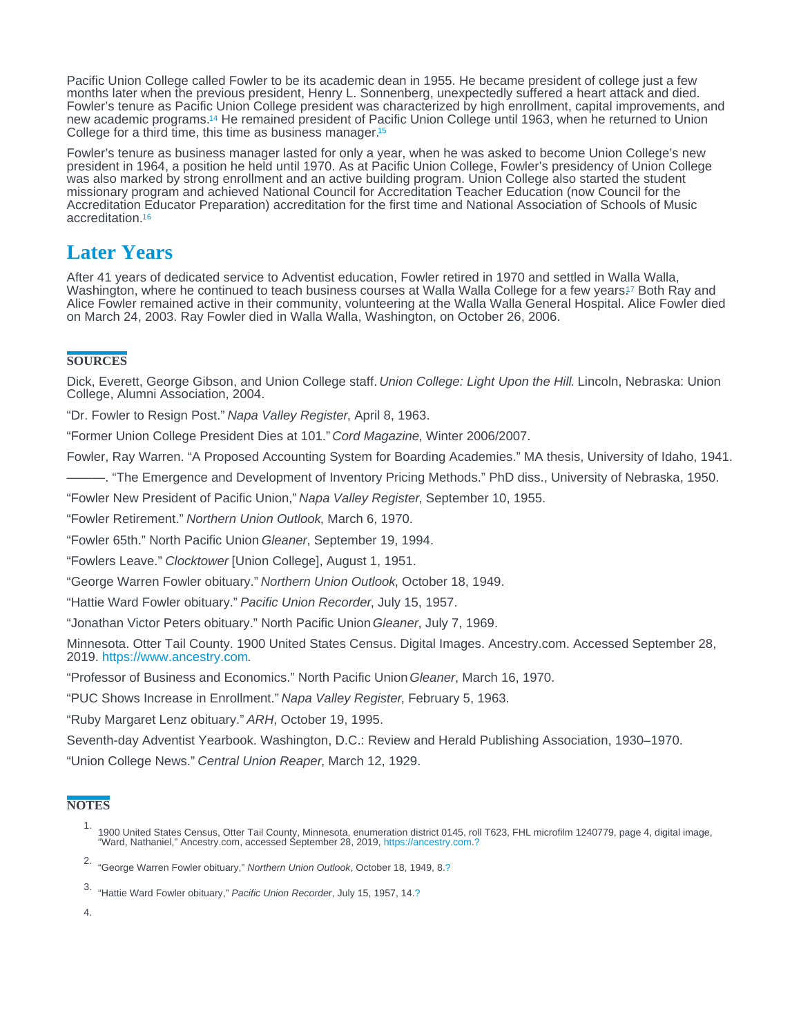Pacific Union College called Fowler to be its academic dean in 1955. He became president of college just a few months later when the previous president, Henry L. Sonnenberg, unexpectedly suffered a heart attack and died. Fowler's tenure as Pacific Union College president was characterized by high enrollment, capital improvements, and new academic programs.[14] He remained president of Pacific Union College until 1963, when he returned to Union College for a third time, this time as business manager.[15]

Fowler's tenure as business manager lasted for only a year, when he was asked to become Union College's new president in 1964, a position he held until 1970. As at Pacific Union College, Fowler's presidency of Union College was also marked by strong enrollment and an active building program. Union College also started the student missionary program and achieved National Council for Accreditation Teacher Education (now Council for the Accreditation Educator Preparation) accreditation for the first time and National Association of Schools of Music accreditation.[16]

## Later Years

After 41 years of dedicated service to Adventist education, Fowler retired in 1970 and settled in Walla Walla, Washington, where he continued to teach business courses at Walla Walla College for a few years.[17] Both Ray and Alice Fowler remained active in their community, volunteering at the Walla Walla General Hospital. Alice Fowler died on March 24, 2003. Ray Fowler died in Walla Walla, Washington, on October 26, 2006.

### SOURCES

Dick, Everett, George Gibson, and Union College staff. *Union College: Light Upon the Hill*. Lincoln, Nebraska: Union College, Alumni Association, 2004.

"Dr. Fowler to Resign Post." *Napa Valley Register*, April 8, 1963.

"Former Union College President Dies at 101." *Cord Magazine*, Winter 2006/2007.

Fowler, Ray Warren. "A Proposed Accounting System for Boarding Academies." MA thesis, University of Idaho, 1941.

———. "The Emergence and Development of Inventory Pricing Methods." PhD diss., University of Nebraska, 1950.

"Fowler New President of Pacific Union," *Napa Valley Register*, September 10, 1955.

"Fowler Retirement." *Northern Union Outlook*, March 6, 1970.

"Fowler 65th." North Pacific Union *Gleaner*, September 19, 1994.

"Fowlers Leave." *Clocktower* [Union College], August 1, 1951.

"George Warren Fowler obituary." *Northern Union Outlook*, October 18, 1949.

"Hattie Ward Fowler obituary." *Pacific Union Recorder*, July 15, 1957.

"Jonathan Victor Peters obituary." North Pacific Union *Gleaner*, July 7, 1969.

Minnesota. Otter Tail County. 1900 United States Census. Digital Images. Ancestry.com. Accessed September 28, 2019. https://www.ancestry.com.

"Professor of Business and Economics." North Pacific Union *Gleaner*, March 16, 1970.

"PUC Shows Increase in Enrollment." *Napa Valley Register*, February 5, 1963.

"Ruby Margaret Lenz obituary." *ARH*, October 19, 1995.

Seventh-day Adventist Yearbook. Washington, D.C.: Review and Herald Publishing Association, 1930–1970.

"Union College News." *Central Union Reaper*, March 12, 1929.

### NOTES

1. 1900 United States Census, Otter Tail County, Minnesota, enumeration district 0145, roll T623, FHL microfilm 1240779, page 4, digital image, "Ward, Nathaniel," Ancestry.com, accessed September 28, 2019, https://ancestry.com.?
2. "George Warren Fowler obituary," *Northern Union Outlook*, October 18, 1949, 8.?
3. "Hattie Ward Fowler obituary," *Pacific Union Recorder*, July 15, 1957, 14.?
4.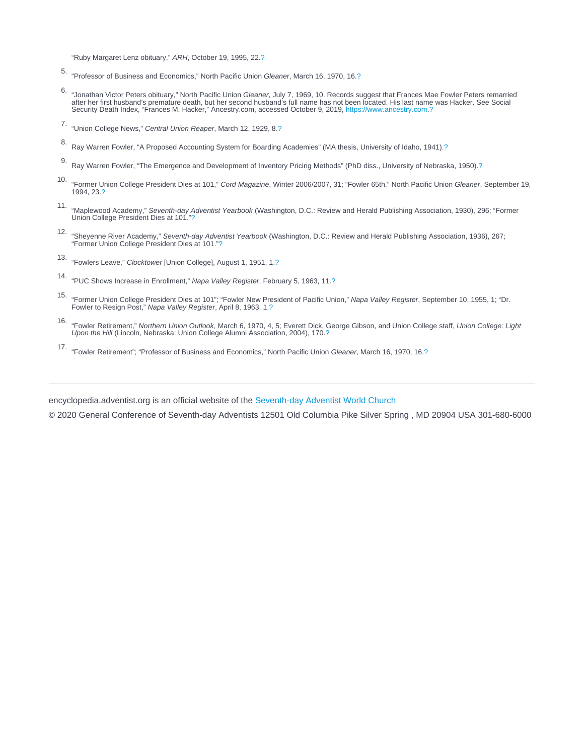"Ruby Margaret Lenz obituary," *ARH*, October 19, 1995, 22.?

5. "Professor of Business and Economics," North Pacific Union *Gleaner*, March 16, 1970, 16.?

6. "Jonathan Victor Peters obituary," North Pacific Union *Gleaner*, July 7, 1969, 10. Records suggest that Frances Mae Fowler Peters remarried after her first husband's premature death, but her second husband's full name has not been located. His last name was Hacker. See Social Security Death Index, "Frances M. Hacker," Ancestry.com, accessed October 9, 2019, https://www.ancestry.com.?

7. "Union College News," *Central Union Reaper*, March 12, 1929, 8.?

8. Ray Warren Fowler, "A Proposed Accounting System for Boarding Academies" (MA thesis, University of Idaho, 1941).?

9. Ray Warren Fowler, "The Emergence and Development of Inventory Pricing Methods" (PhD diss., University of Nebraska, 1950).?

10. "Former Union College President Dies at 101," *Cord Magazine*, Winter 2006/2007, 31; "Fowler 65th," North Pacific Union *Gleaner*, September 19, 1994, 23.?

11. "Maplewood Academy," *Seventh-day Adventist Yearbook* (Washington, D.C.: Review and Herald Publishing Association, 1930), 296; "Former Union College President Dies at 101."?

12. "Sheyenne River Academy," *Seventh-day Adventist Yearbook* (Washington, D.C.: Review and Herald Publishing Association, 1936), 267; "Former Union College President Dies at 101."?

13. "Fowlers Leave," *Clocktower* [Union College], August 1, 1951, 1.?

14. "PUC Shows Increase in Enrollment," *Napa Valley Register*, February 5, 1963, 11.?

15. "Former Union College President Dies at 101"; "Fowler New President of Pacific Union," *Napa Valley Register*, September 10, 1955, 1; "Dr. Fowler to Resign Post," *Napa Valley Register*, April 8, 1963, 1.?

16. "Fowler Retirement," *Northern Union Outlook*, March 6, 1970, 4, 5; Everett Dick, George Gibson, and Union College staff, *Union College: Light Upon the Hill* (Lincoln, Nebraska: Union College Alumni Association, 2004), 170.?

17. "Fowler Retirement"; "Professor of Business and Economics," North Pacific Union *Gleaner*, March 16, 1970, 16.?

---

encyclopedia.adventist.org is an official website of the Seventh-day Adventist World Church

© 2020 General Conference of Seventh-day Adventists 12501 Old Columbia Pike Silver Spring , MD 20904 USA 301-680-6000